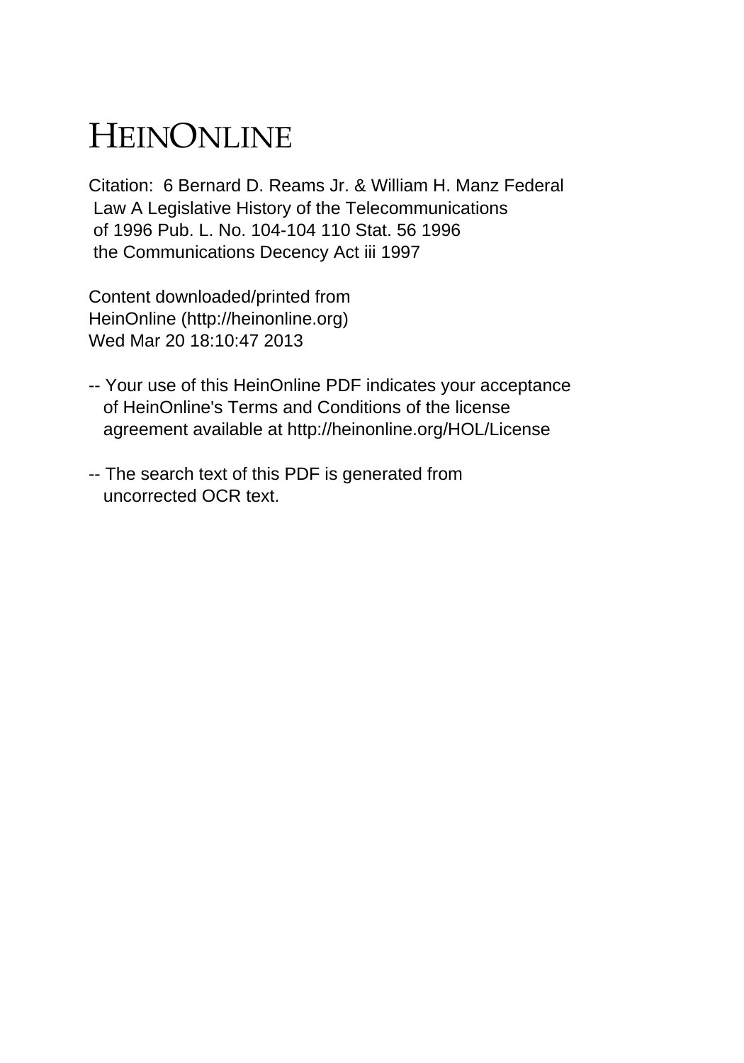# HEINONLINE

Citation: 6 Bernard D. Reams Jr. & William H. Manz Federal Law A Legislative History of the Telecommunications of 1996 Pub. L. No. 104-104 110 Stat. 56 1996 the Communications Decency Act iii 1997

Content downloaded/printed from HeinOnline (http://heinonline.org)
Wed Mar 20 18:10:47 2013

-- Your use of this HeinOnline PDF indicates your acceptance of HeinOnline's Terms and Conditions of the license agreement available at http://heinonline.org/HOL/License

-- The search text of this PDF is generated from uncorrected OCR text.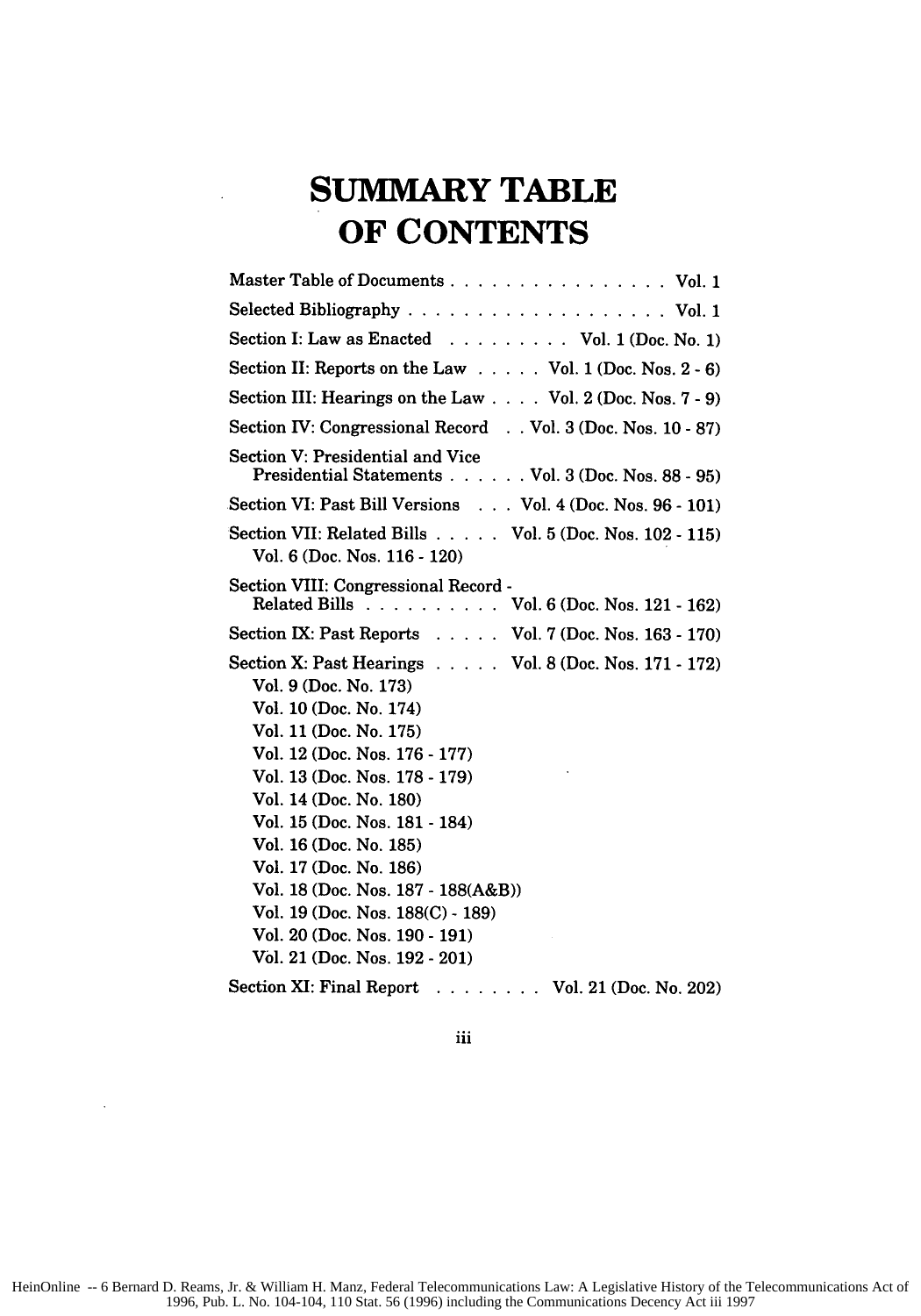# SUMMARY TABLE OF CONTENTS

Master Table of Documents . . . . . . . . . . . . . . . . Vol. 1

Selected Bibliography . . . . . . . . . . . . . . . . . . . Vol. 1

Section I: Law as Enacted . . . . . . . . . Vol. 1 (Doc. No. 1)

Section II: Reports on the Law . . . . . Vol. 1 (Doc. Nos. 2 - 6)

Section III: Hearings on the Law . . . . Vol. 2 (Doc. Nos. 7 - 9)

Section IV: Congressional Record . . Vol. 3 (Doc. Nos. 10 - 87)

Section V: Presidential and Vice Presidential Statements . . . . . . Vol. 3 (Doc. Nos. 88 - 95)

Section VI: Past Bill Versions . . . Vol. 4 (Doc. Nos. 96 - 101)

Section VII: Related Bills . . . . . Vol. 5 (Doc. Nos. 102 - 115)
Vol. 6 (Doc. Nos. 116 - 120)

Section VIII: Congressional Record - Related Bills . . . . . . . . . . Vol. 6 (Doc. Nos. 121 - 162)

Section IX: Past Reports . . . . . Vol. 7 (Doc. Nos. 163 - 170)

Section X: Past Hearings . . . . . Vol. 8 (Doc. Nos. 171 - 172)
Vol. 9 (Doc. No. 173)
Vol. 10 (Doc. No. 174)
Vol. 11 (Doc. No. 175)
Vol. 12 (Doc. Nos. 176 - 177)
Vol. 13 (Doc. Nos. 178 - 179)
Vol. 14 (Doc. No. 180)
Vol. 15 (Doc. Nos. 181 - 184)
Vol. 16 (Doc. No. 185)
Vol. 17 (Doc. No. 186)
Vol. 18 (Doc. Nos. 187 - 188(A&B))
Vol. 19 (Doc. Nos. 188(C) - 189)
Vol. 20 (Doc. Nos. 190 - 191)
Vol. 21 (Doc. Nos. 192 - 201)

Section XI: Final Report . . . . . . . . Vol. 21 (Doc. No. 202)